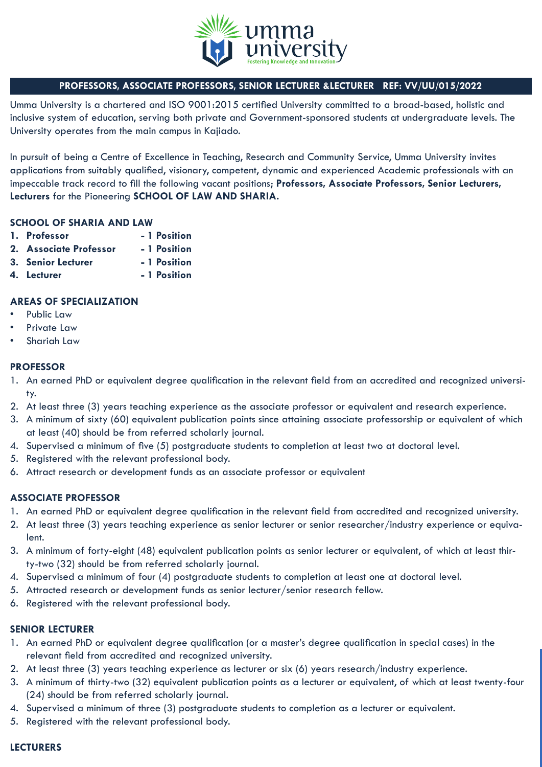# PROFESSORS, ASSOCIATE PROFESSORS, SENIOR LECTURER &LECTURER REF: VV/UU/015/2022

Umma University is a chartered and ISO 9001:2015 certified University committed to a broad-based, holistic and inclusive system of education, serving both private and Government-sponsored students at undergraduate levels. The University operates from the main campus in Kajiado.

In pursuit of being a Centre of Excellence in Teaching, Research and Community Service, Umma University invites applications from suitably qualified, visionary, competent, dynamic and experienced Academic professionals with an impeccable track record to fill the following vacant positions; **Professors, Associate Professors, Senior Lecturers, Lecturers** for the Pioneering **SCHOOL OF LAW AND SHARIA.**

## SCHOOL OF SHARIA AND LAW

1. **Professor - 1 Position**
2. **Associate Professor - 1 Position**
3. **Senior Lecturer - 1 Position**
4. **Lecturer - 1 Position**

## AREAS OF SPECIALIZATION

- Public Law
- Private Law
- Shariah Law

## PROFESSOR

1. An earned PhD or equivalent degree qualification in the relevant field from an accredited and recognized university.
2. At least three (3) years teaching experience as the associate professor or equivalent and research experience.
3. A minimum of sixty (60) equivalent publication points since attaining associate professorship or equivalent of which at least (40) should be from referred scholarly journal.
4. Supervised a minimum of five (5) postgraduate students to completion at least two at doctoral level.
5. Registered with the relevant professional body.
6. Attract research or development funds as an associate professor or equivalent

## ASSOCIATE PROFESSOR

1. An earned PhD or equivalent degree qualification in the relevant field from accredited and recognized university.
2. At least three (3) years teaching experience as senior lecturer or senior researcher/industry experience or equivalent.
3. A minimum of forty-eight (48) equivalent publication points as senior lecturer or equivalent, of which at least thirty-two (32) should be from referred scholarly journal.
4. Supervised a minimum of four (4) postgraduate students to completion at least one at doctoral level.
5. Attracted research or development funds as senior lecturer/senior research fellow.
6. Registered with the relevant professional body.

## SENIOR LECTURER

1. An earned PhD or equivalent degree qualification (or a master's degree qualification in special cases) in the relevant field from accredited and recognized university.
2. At least three (3) years teaching experience as lecturer or six (6) years research/industry experience.
3. A minimum of thirty-two (32) equivalent publication points as a lecturer or equivalent, of which at least twenty-four (24) should be from referred scholarly journal.
4. Supervised a minimum of three (3) postgraduate students to completion as a lecturer or equivalent.
5. Registered with the relevant professional body.

## LECTURERS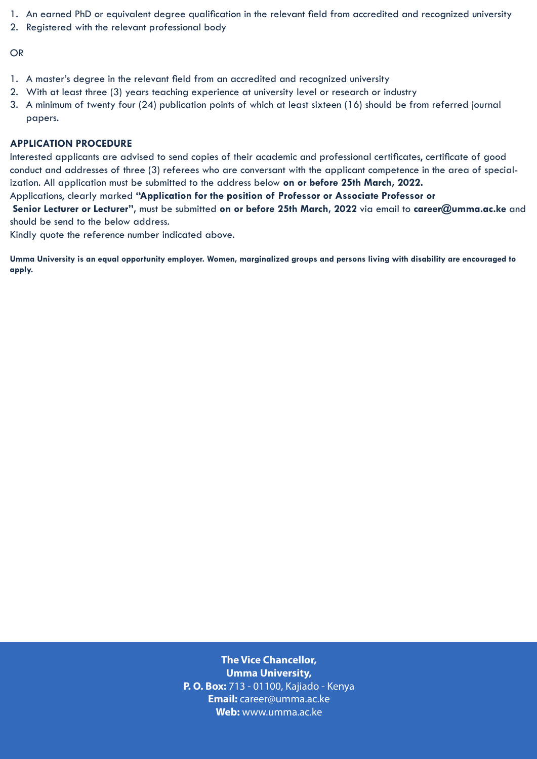1. An earned PhD or equivalent degree qualification in the relevant field from accredited and recognized university
2. Registered with the relevant professional body

OR

1. A master's degree in the relevant field from an accredited and recognized university
2. With at least three (3) years teaching experience at university level or research or industry
3. A minimum of twenty four (24) publication points of which at least sixteen (16) should be from referred journal papers.

## APPLICATION PROCEDURE

Interested applicants are advised to send copies of their academic and professional certificates, certificate of good conduct and addresses of three (3) referees who are conversant with the applicant competence in the area of specialization. All application must be submitted to the address below **on or before 25th March, 2022.**

Applications, clearly marked **"Application for the position of Professor or Associate Professor or Senior Lecturer or Lecturer",** must be submitted **on or before 25th March, 2022** via email to **career@umma.ac.ke** and should be send to the below address.

Kindly quote the reference number indicated above.

**Umma University is an equal opportunity employer. Women, marginalized groups and persons living with disability are encouraged to apply.**

**The Vice Chancellor,**
**Umma University,**
**P. O. Box:** 713 - 01100, Kajiado - Kenya
**Email:** career@umma.ac.ke
**Web:** www.umma.ac.ke